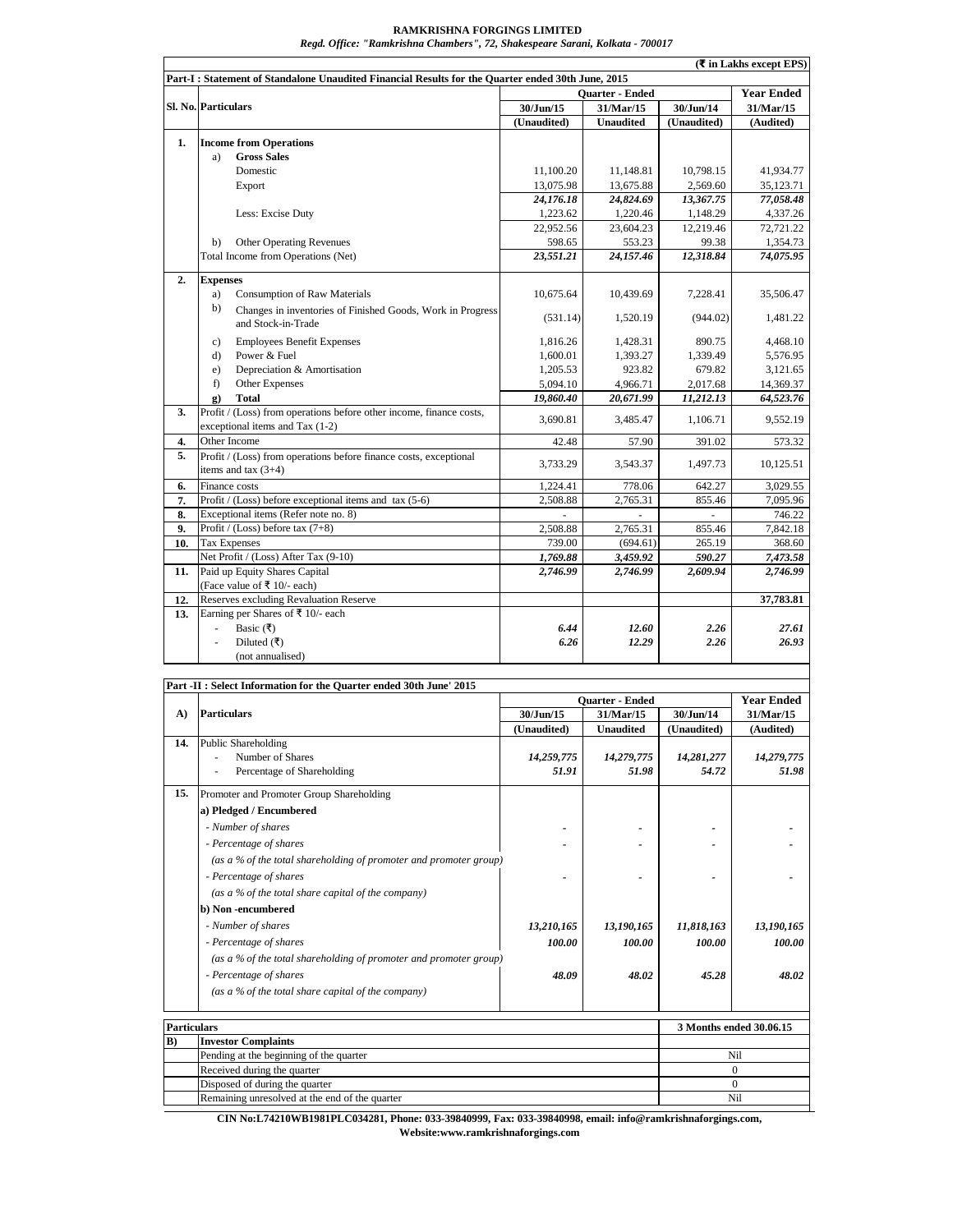**RAMKRISHNA FORGINGS LIMITED**

*Regd. Office: "Ramkrishna Chambers", 72, Shakespeare Sarani, Kolkata - 700017*

**(₹ in Lakhs except EPS)**

**Part-I : Statement of Standalone Unaudited Financial Results for the Quarter ended 30th June, 2015**

| Sl. No. | Particulars | Quarter - Ended | | | Year Ended |
|---|---|---|---|---|---|
| | | 30/Jun/15 | 31/Mar/15 | 30/Jun/14 | 31/Mar/15 |
| | | (Unaudited) | Unaudited | (Unaudited) | (Audited) |
| **1.** | **Income from Operations** | | | | |
| | a) **Gross Sales** | | | | |
| | Domestic | 11,100.20 | 11,148.81 | 10,798.15 | 41,934.77 |
| | Export | 13,075.98 | 13,675.88 | 2,569.60 | 35,123.71 |
| | | *24,176.18* | *24,824.69* | *13,367.75* | *77,058.48* |
| | Less: Excise Duty | 1,223.62 | 1,220.46 | 1,148.29 | 4,337.26 |
| | | 22,952.56 | 23,604.23 | 12,219.46 | 72,721.22 |
| | b) Other Operating Revenues | 598.65 | 553.23 | 99.38 | 1,354.73 |
| | Total Income from Operations (Net) | *23,551.21* | *24,157.46* | *12,318.84* | *74,075.95* |
| **2.** | **Expenses** | | | | |
| | a) Consumption of Raw Materials | 10,675.64 | 10,439.69 | 7,228.41 | 35,506.47 |
| | b) Changes in inventories of Finished Goods, Work in Progress and Stock-in-Trade | (531.14) | 1,520.19 | (944.02) | 1,481.22 |
| | c) Employees Benefit Expenses | 1,816.26 | 1,428.31 | 890.75 | 4,468.10 |
| | d) Power & Fuel | 1,600.01 | 1,393.27 | 1,339.49 | 5,576.95 |
| | e) Depreciation & Amortisation | 1,205.53 | 923.82 | 679.82 | 3,121.65 |
| | f) Other Expenses | 5,094.10 | 4,966.71 | 2,017.68 | 14,369.37 |
| | g) **Total** | *19,860.40* | *20,671.99* | *11,212.13* | *64,523.76* |
| **3.** | Profit / (Loss) from operations before other income, finance costs, exceptional items and Tax (1-2) | 3,690.81 | 3,485.47 | 1,106.71 | 9,552.19 |
| **4.** | Other Income | 42.48 | 57.90 | 391.02 | 573.32 |
| **5.** | Profit / (Loss) from operations before finance costs, exceptional items and tax (3+4) | 3,733.29 | 3,543.37 | 1,497.73 | 10,125.51 |
| **6.** | Finance costs | 1,224.41 | 778.06 | 642.27 | 3,029.55 |
| **7.** | Profit / (Loss) before exceptional items and tax (5-6) | 2,508.88 | 2,765.31 | 855.46 | 7,095.96 |
| **8.** | Exceptional items (Refer note no. 8) | - | - | - | 746.22 |
| **9.** | Profit / (Loss) before tax (7+8) | 2,508.88 | 2,765.31 | 855.46 | 7,842.18 |
| **10.** | Tax Expenses | 739.00 | (694.61) | 265.19 | 368.60 |
| | Net Profit / (Loss) After Tax (9-10) | *1,769.88* | *3,459.92* | *590.27* | *7,473.58* |
| **11.** | Paid up Equity Shares Capital (Face value of ₹ 10/- each) | *2,746.99* | *2,746.99* | *2,609.94* | *2,746.99* |
| **12.** | Reserves excluding Revaluation Reserve | | | | **37,783.81** |
| **13.** | Earning per Shares of ₹ 10/- each | | | | |
| | - Basic (₹) | *6.44* | *12.60* | *2.26* | *27.61* |
| | - Diluted (₹) | *6.26* | *12.29* | *2.26* | *26.93* |
| | (not annualised) | | | | |

**Part -II : Select Information for the Quarter ended 30th June' 2015**

| A) | Particulars | Quarter - Ended | | | Year Ended |
|---|---|---|---|---|---|
| | | 30/Jun/15 | 31/Mar/15 | 30/Jun/14 | 31/Mar/15 |
| | | (Unaudited) | Unaudited | (Unaudited) | (Audited) |
| **14.** | Public Shareholding | | | | |
| | - Number of Shares | *14,259,775* | *14,279,775* | *14,281,277* | *14,279,775* |
| | - Percentage of Shareholding | *51.91* | *51.98* | *54.72* | *51.98* |
| **15.** | Promoter and Promoter Group Shareholding | | | | |
| | **a) Pledged / Encumbered** | | | | |
| | *- Number of shares* | - | - | - | - |
| | *- Percentage of shares (as a % of the total shareholding of promoter and promoter group)* | - | - | - | - |
| | *- Percentage of shares (as a % of the total share capital of the company)* | - | - | - | - |
| | **b) Non -encumbered** | | | | |
| | *- Number of shares* | *13,210,165* | *13,190,165* | *11,818,163* | *13,190,165* |
| | *- Percentage of shares (as a % of the total shareholding of promoter and promoter group)* | *100.00* | *100.00* | *100.00* | *100.00* |
| | *- Percentage of shares (as a % of the total share capital of the company)* | *48.09* | *48.02* | *45.28* | *48.02* |

| Particulars | | 3 Months ended 30.06.15 |
|---|---|---|
| **B)** | **Investor Complaints** | |
| | Pending at the beginning of the quarter | Nil |
| | Received during the quarter | 0 |
| | Disposed of during the quarter | 0 |
| | Remaining unresolved at the end of the quarter | Nil |

**CIN No:L74210WB1981PLC034281, Phone: 033-39840999, Fax: 033-39840998, email: info@ramkrishnaforgings.com, Website:www.ramkrishnaforgings.com**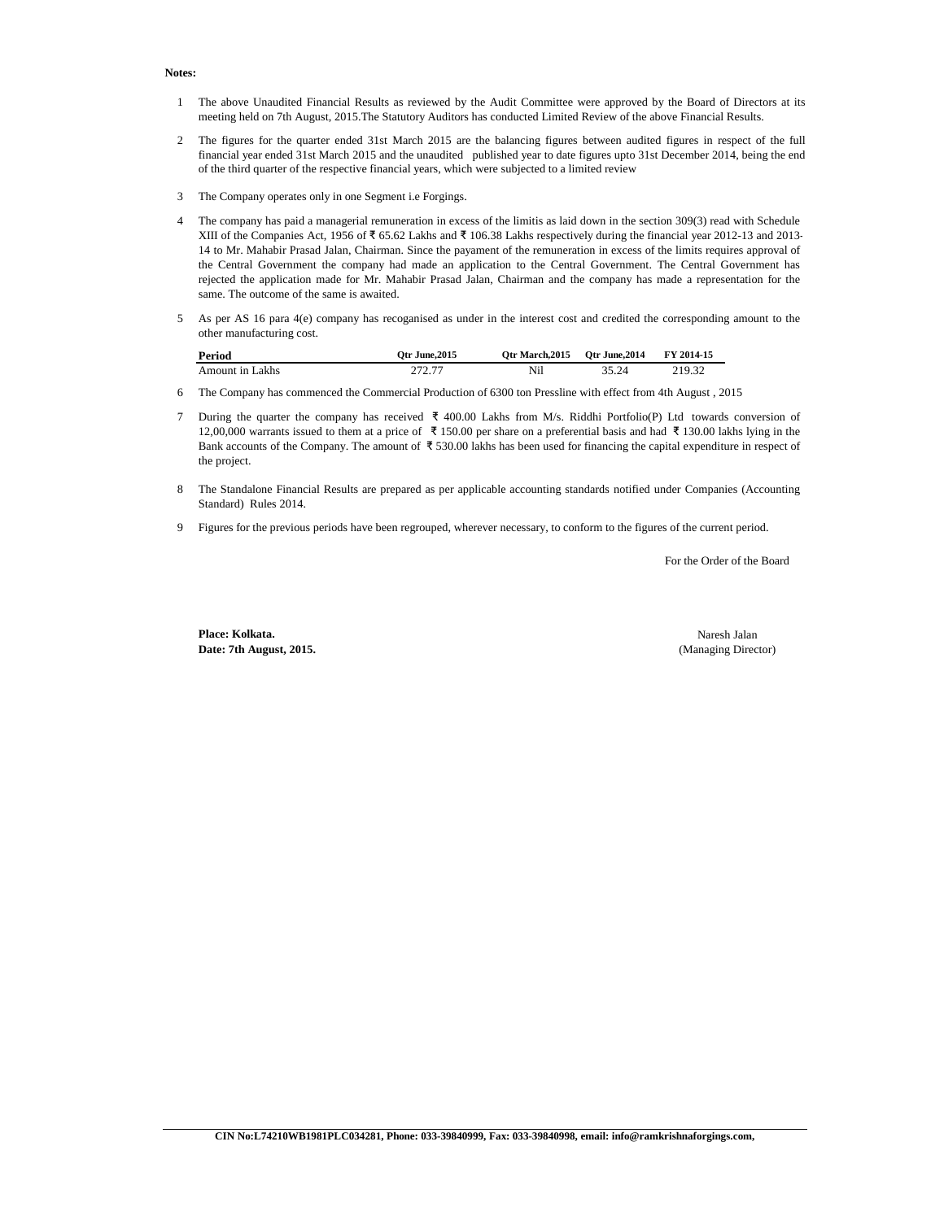**Notes:**

1. The above Unaudited Financial Results as reviewed by the Audit Committee were approved by the Board of Directors at its meeting held on 7th August, 2015.The Statutory Auditors has conducted Limited Review of the above Financial Results.

2. The figures for the quarter ended 31st March 2015 are the balancing figures between audited figures in respect of the full financial year ended 31st March 2015 and the unaudited published year to date figures upto 31st December 2014, being the end of the third quarter of the respective financial years, which were subjected to a limited review

3. The Company operates only in one Segment i.e Forgings.

4. The company has paid a managerial remuneration in excess of the limitis as laid down in the section 309(3) read with Schedule XIII of the Companies Act, 1956 of ₹ 65.62 Lakhs and ₹ 106.38 Lakhs respectively during the financial year 2012-13 and 2013-14 to Mr. Mahabir Prasad Jalan, Chairman. Since the payament of the remuneration in excess of the limits requires approval of the Central Government the company had made an application to the Central Government. The Central Government has rejected the application made for Mr. Mahabir Prasad Jalan, Chairman and the company has made a representation for the same. The outcome of the same is awaited.

5. As per AS 16 para 4(e) company has recoganised as under in the interest cost and credited the corresponding amount to the other manufacturing cost.

| Period | Qtr June,2015 | Qtr March,2015 | Qtr June,2014 | FY 2014-15 |
|---|---|---|---|---|
| Amount in Lakhs | 272.77 | Nil | 35.24 | 219.32 |

6. The Company has commenced the Commercial Production of 6300 ton Pressline with effect from 4th August , 2015

7. During the quarter the company has received ₹ 400.00 Lakhs from M/s. Riddhi Portfolio(P) Ltd towards conversion of 12,00,000 warrants issued to them at a price of ₹ 150.00 per share on a preferential basis and had ₹ 130.00 lakhs lying in the Bank accounts of the Company. The amount of ₹ 530.00 lakhs has been used for financing the capital expenditure in respect of the project.

8. The Standalone Financial Results are prepared as per applicable accounting standards notified under Companies (Accounting Standard) Rules 2014.

9. Figures for the previous periods have been regrouped, wherever necessary, to conform to the figures of the current period.

For the Order of the Board

**Place: Kolkata.**
**Date: 7th August, 2015.**

Naresh Jalan
(Managing Director)

**CIN No:L74210WB1981PLC034281, Phone: 033-39840999, Fax: 033-39840998, email: info@ramkrishnaforgings.com,**